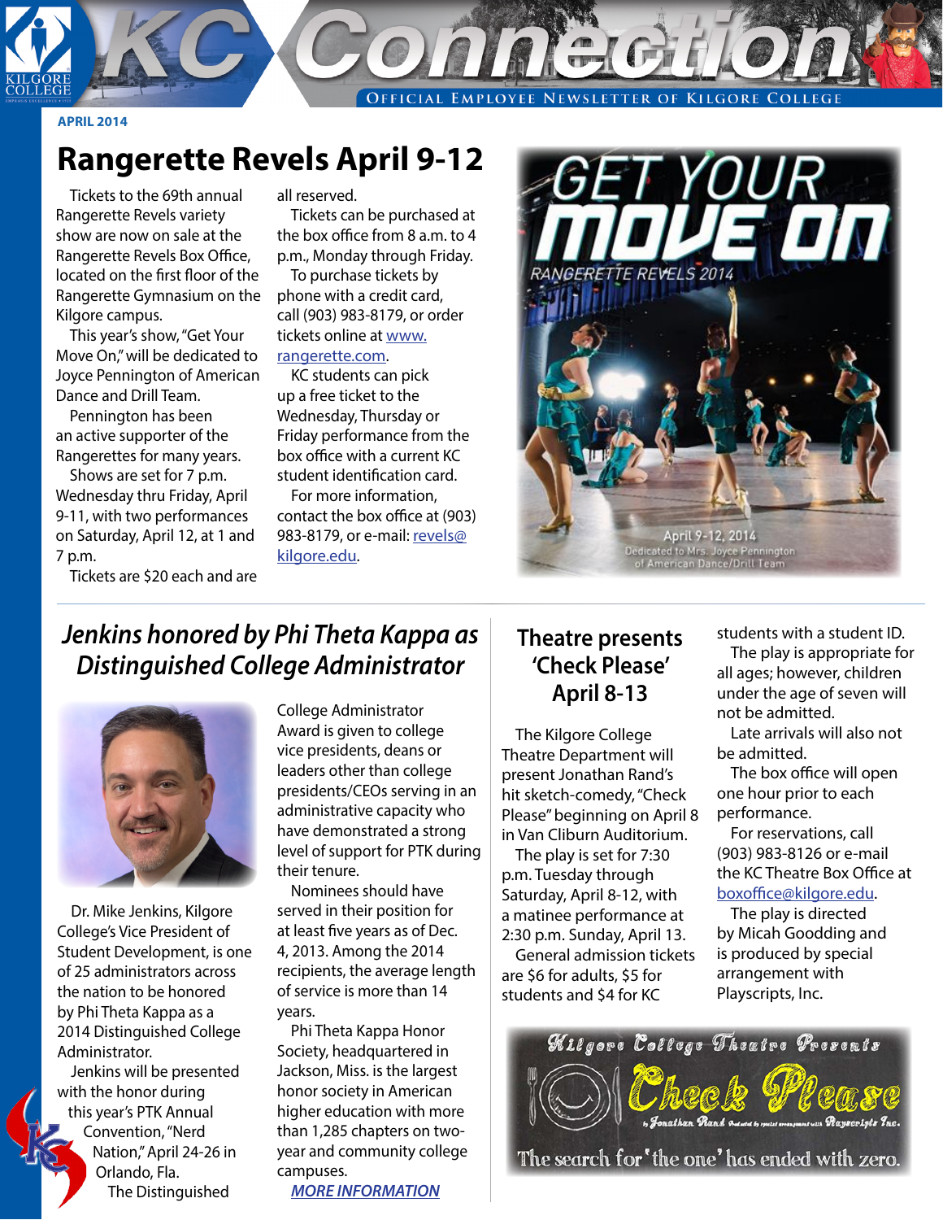# KC Connection

OFFICIAL EMPLOYEE NEWSLETTER OF KILGORE COLLEGE

APRIL 2014

## Rangerette Revels April 9-12

Tickets to the 69th annual Rangerette Revels variety show are now on sale at the Rangerette Revels Box Office, located on the first floor of the Rangerette Gymnasium on the Kilgore campus.

This year's show, "Get Your Move On," will be dedicated to Joyce Pennington of American Dance and Drill Team.

Pennington has been an active supporter of the Rangerettes for many years.

Shows are set for 7 p.m. Wednesday thru Friday, April 9-11, with two performances on Saturday, April 12, at 1 and 7 p.m.

Tickets are $20 each and are all reserved.

Tickets can be purchased at the box office from 8 a.m. to 4 p.m., Monday through Friday.

To purchase tickets by phone with a credit card, call (903) 983-8179, or order tickets online at www.rangerette.com.

KC students can pick up a free ticket to the Wednesday, Thursday or Friday performance from the box office with a current KC student identification card.

For more information, contact the box office at (903) 983-8179, or e-mail: revels@kilgore.edu.

GET YOUR MOVE ON

RANGERETTE REVELS 2014

April 9-12, 2014
Dedicated to Mrs. Joyce Pennington of American Dance/Drill Team

## *Jenkins honored by Phi Theta Kappa as Distinguished College Administrator*

Dr. Mike Jenkins, Kilgore College's Vice President of Student Development, is one of 25 administrators across the nation to be honored by Phi Theta Kappa as a 2014 Distinguished College Administrator.

Jenkins will be presented with the honor during this year's PTK Annual Convention, "Nerd Nation," April 24-26 in Orlando, Fla.

The Distinguished College Administrator Award is given to college vice presidents, deans or leaders other than college presidents/CEOs serving in an administrative capacity who have demonstrated a strong level of support for PTK during their tenure.

Nominees should have served in their position for at least five years as of Dec. 4, 2013. Among the 2014 recipients, the average length of service is more than 14 years.

Phi Theta Kappa Honor Society, headquartered in Jackson, Miss. is the largest honor society in American higher education with more than 1,285 chapters on two-year and community college campuses.

*MORE INFORMATION*

## Theatre presents 'Check Please' April 8-13

The Kilgore College Theatre Department will present Jonathan Rand's hit sketch-comedy, "Check Please" beginning on April 8 in Van Cliburn Auditorium.

The play is set for 7:30 p.m. Tuesday through Saturday, April 8-12, with a matinee performance at 2:30 p.m. Sunday, April 13.

General admission tickets are $6 for adults, $5 for students and $4 for KC students with a student ID.

The play is appropriate for all ages; however, children under the age of seven will not be admitted.

Late arrivals will also not be admitted.

The box office will open one hour prior to each performance.

For reservations, call (903) 983-8126 or e-mail the KC Theatre Box Office at boxoffice@kilgore.edu.

The play is directed by Micah Goodding and is produced by special arrangement with Playscripts, Inc.

Kilgore College Theatre Presents

Check Please

by Jonathan Rand Produced by special arrangement with Playscripts Inc.

The search for 'the one' has ended with zero.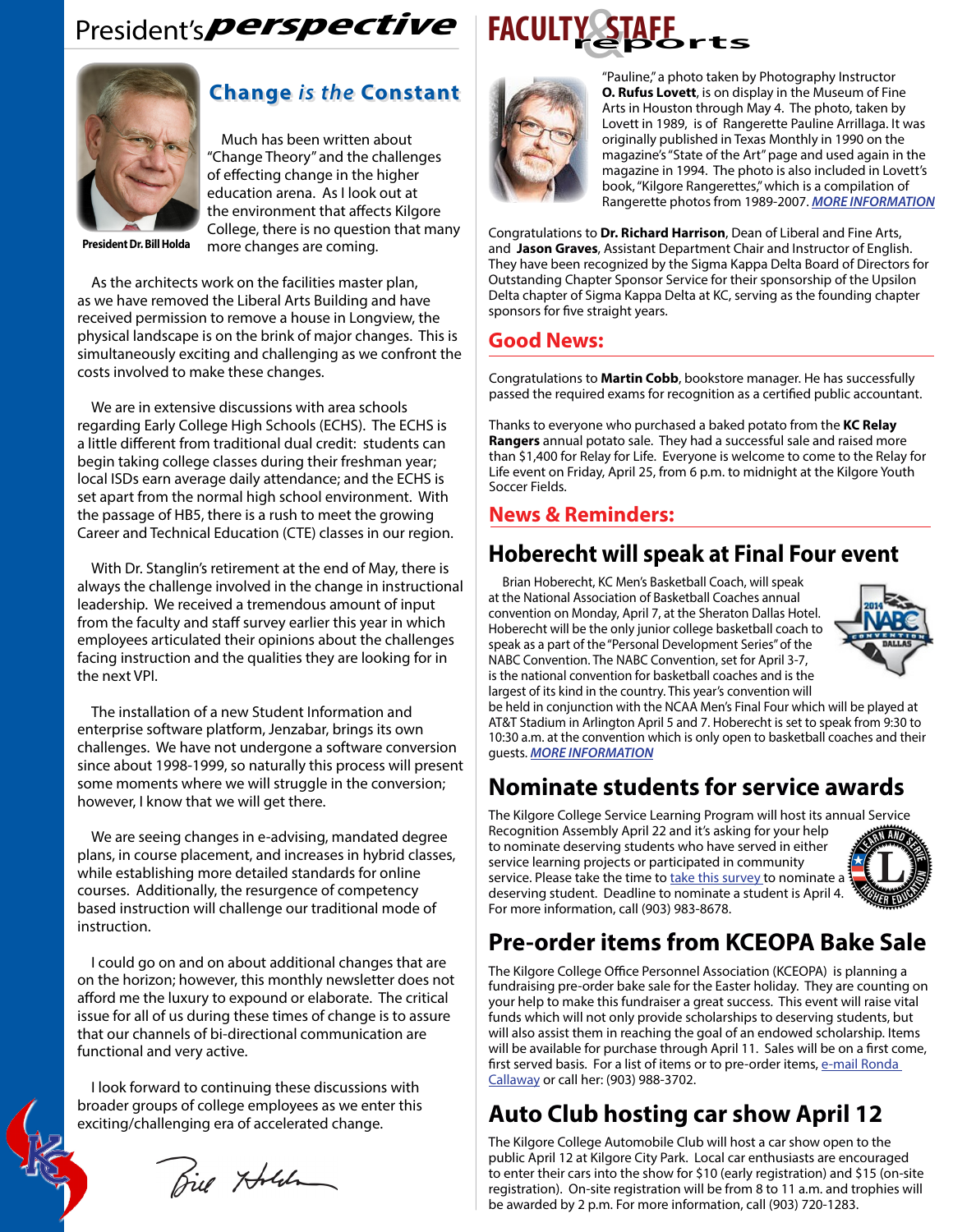# President's *perspective*

## Change *is the* Constant

President Dr. Bill Holda

Much has been written about "Change Theory" and the challenges of effecting change in the higher education arena. As I look out at the environment that affects Kilgore College, there is no question that many more changes are coming.

As the architects work on the facilities master plan, as we have removed the Liberal Arts Building and have received permission to remove a house in Longview, the physical landscape is on the brink of major changes. This is simultaneously exciting and challenging as we confront the costs involved to make these changes.

We are in extensive discussions with area schools regarding Early College High Schools (ECHS). The ECHS is a little different from traditional dual credit: students can begin taking college classes during their freshman year; local ISDs earn average daily attendance; and the ECHS is set apart from the normal high school environment. With the passage of HB5, there is a rush to meet the growing Career and Technical Education (CTE) classes in our region.

With Dr. Stanglin's retirement at the end of May, there is always the challenge involved in the change in instructional leadership. We received a tremendous amount of input from the faculty and staff survey earlier this year in which employees articulated their opinions about the challenges facing instruction and the qualities they are looking for in the next VPI.

The installation of a new Student Information and enterprise software platform, Jenzabar, brings its own challenges. We have not undergone a software conversion since about 1998-1999, so naturally this process will present some moments where we will struggle in the conversion; however, I know that we will get there.

We are seeing changes in e-advising, mandated degree plans, in course placement, and increases in hybrid classes, while establishing more detailed standards for online courses. Additionally, the resurgence of competency based instruction will challenge our traditional mode of instruction.

I could go on and on about additional changes that are on the horizon; however, this monthly newsletter does not afford me the luxury to expound or elaborate. The critical issue for all of us during these times of change is to assure that our channels of bi-directional communication are functional and very active.

I look forward to continuing these discussions with broader groups of college employees as we enter this exciting/challenging era of accelerated change.

Bill Holda

# FACULTY & STAFF reports

"Pauline," a photo taken by Photography Instructor **O. Rufus Lovett**, is on display in the Museum of Fine Arts in Houston through May 4. The photo, taken by Lovett in 1989, is of Rangerette Pauline Arrillaga. It was originally published in Texas Monthly in 1990 on the magazine's "State of the Art" page and used again in the magazine in 1994. The photo is also included in Lovett's book, "Kilgore Rangerettes," which is a compilation of Rangerette photos from 1989-2007. ***MORE INFORMATION***

Congratulations to **Dr. Richard Harrison**, Dean of Liberal and Fine Arts, and **Jason Graves**, Assistant Department Chair and Instructor of English. They have been recognized by the Sigma Kappa Delta Board of Directors for Outstanding Chapter Sponsor Service for their sponsorship of the Upsilon Delta chapter of Sigma Kappa Delta at KC, serving as the founding chapter sponsors for five straight years.

## Good News:

Congratulations to **Martin Cobb**, bookstore manager. He has successfully passed the required exams for recognition as a certified public accountant.

Thanks to everyone who purchased a baked potato from the **KC Relay Rangers** annual potato sale. They had a successful sale and raised more than $1,400 for Relay for Life. Everyone is welcome to come to the Relay for Life event on Friday, April 25, from 6 p.m. to midnight at the Kilgore Youth Soccer Fields.

## News & Reminders:

### Hoberecht will speak at Final Four event

Brian Hoberecht, KC Men's Basketball Coach, will speak at the National Association of Basketball Coaches annual convention on Monday, April 7, at the Sheraton Dallas Hotel. Hoberecht will be the only junior college basketball coach to speak as a part of the "Personal Development Series" of the NABC Convention. The NABC Convention, set for April 3-7, is the national convention for basketball coaches and is the largest of its kind in the country. This year's convention will be held in conjunction with the NCAA Men's Final Four which will be played at AT&T Stadium in Arlington April 5 and 7. Hoberecht is set to speak from 9:30 to 10:30 a.m. at the convention which is only open to basketball coaches and their guests. ***MORE INFORMATION***

### Nominate students for service awards

The Kilgore College Service Learning Program will host its annual Service Recognition Assembly April 22 and it's asking for your help to nominate deserving students who have served in either service learning projects or participated in community service. Please take the time to take this survey to nominate a deserving student. Deadline to nominate a student is April 4. For more information, call (903) 983-8678.

### Pre-order items from KCEOPA Bake Sale

The Kilgore College Office Personnel Association (KCEOPA) is planning a fundraising pre-order bake sale for the Easter holiday. They are counting on your help to make this fundraiser a great success. This event will raise vital funds which will not only provide scholarships to deserving students, but will also assist them in reaching the goal of an endowed scholarship. Items will be available for purchase through April 11. Sales will be on a first come, first served basis. For a list of items or to pre-order items, e-mail Ronda Callaway or call her: (903) 988-3702.

### Auto Club hosting car show April 12

The Kilgore College Automobile Club will host a car show open to the public April 12 at Kilgore City Park. Local car enthusiasts are encouraged to enter their cars into the show for $10 (early registration) and $15 (on-site registration). On-site registration will be from 8 to 11 a.m. and trophies will be awarded by 2 p.m. For more information, call (903) 720-1283.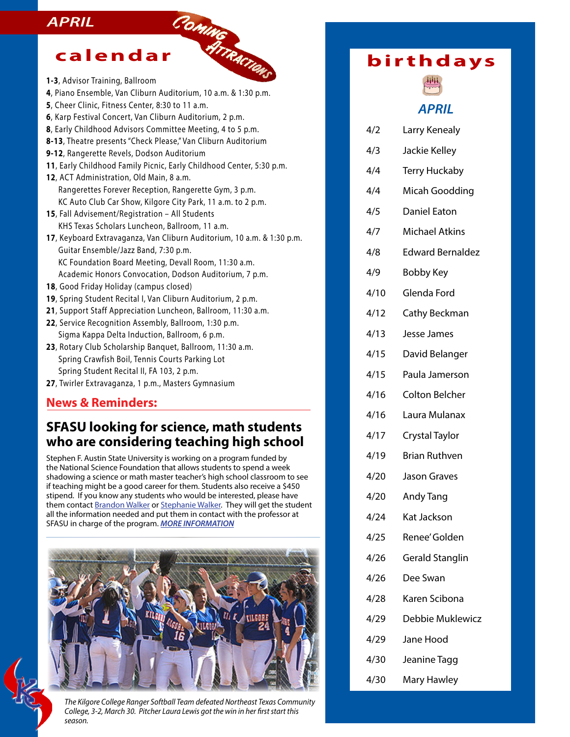# APRIL calendar

*Coming Attractions*

**1-3**, Advisor Training, Ballroom
**4**, Piano Ensemble, Van Cliburn Auditorium, 10 a.m. & 1:30 p.m.
**5**, Cheer Clinic, Fitness Center, 8:30 to 11 a.m.
**6**, Karp Festival Concert, Van Cliburn Auditorium, 2 p.m.
**8**, Early Childhood Advisors Committee Meeting, 4 to 5 p.m.
**8-13**, Theatre presents "Check Please," Van Cliburn Auditorium
**9-12**, Rangerette Revels, Dodson Auditorium
**11**, Early Childhood Family Picnic, Early Childhood Center, 5:30 p.m.
**12**, ACT Administration, Old Main, 8 a.m.
Rangerettes Forever Reception, Rangerette Gym, 3 p.m.
KC Auto Club Car Show, Kilgore City Park, 11 a.m. to 2 p.m.
**15**, Fall Advisement/Registration – All Students
KHS Texas Scholars Luncheon, Ballroom, 11 a.m.
**17**, Keyboard Extravaganza, Van Cliburn Auditorium, 10 a.m. & 1:30 p.m.
Guitar Ensemble/Jazz Band, 7:30 p.m.
KC Foundation Board Meeting, Devall Room, 11:30 a.m.
Academic Honors Convocation, Dodson Auditorium, 7 p.m.
**18**, Good Friday Holiday (campus closed)
**19**, Spring Student Recital I, Van Cliburn Auditorium, 2 p.m.
**21**, Support Staff Appreciation Luncheon, Ballroom, 11:30 a.m.
**22**, Service Recognition Assembly, Ballroom, 1:30 p.m.
Sigma Kappa Delta Induction, Ballroom, 6 p.m.
**23**, Rotary Club Scholarship Banquet, Ballroom, 11:30 a.m.
Spring Crawfish Boil, Tennis Courts Parking Lot
Spring Student Recital II, FA 103, 2 p.m.
**27**, Twirler Extravaganza, 1 p.m., Masters Gymnasium

## News & Reminders:

### SFASU looking for science, math students who are considering teaching high school

Stephen F. Austin State University is working on a program funded by the National Science Foundation that allows students to spend a week shadowing a science or math master teacher's high school classroom to see if teaching might be a good career for them. Students also receive a $450 stipend. If you know any students who would be interested, please have them contact Brandon Walker or Stephanie Walker. They will get the student all the information needed and put them in contact with the professor at SFASU in charge of the program. ***MORE INFORMATION***

*The Kilgore College Ranger Softball Team defeated Northeast Texas Community College, 3-2, March 30. Pitcher Laura Lewis got the win in her first start this season.*

# birthdays

## APRIL

| | |
|---|---|
| 4/2 | Larry Kenealy |
| 4/3 | Jackie Kelley |
| 4/4 | Terry Huckaby |
| 4/4 | Micah Goodding |
| 4/5 | Daniel Eaton |
| 4/7 | Michael Atkins |
| 4/8 | Edward Bernaldez |
| 4/9 | Bobby Key |
| 4/10 | Glenda Ford |
| 4/12 | Cathy Beckman |
| 4/13 | Jesse James |
| 4/15 | David Belanger |
| 4/15 | Paula Jamerson |
| 4/16 | Colton Belcher |
| 4/16 | Laura Mulanax |
| 4/17 | Crystal Taylor |
| 4/19 | Brian Ruthven |
| 4/20 | Jason Graves |
| 4/20 | Andy Tang |
| 4/24 | Kat Jackson |
| 4/25 | Renee' Golden |
| 4/26 | Gerald Stanglin |
| 4/26 | Dee Swan |
| 4/28 | Karen Scibona |
| 4/29 | Debbie Muklewicz |
| 4/29 | Jane Hood |
| 4/30 | Jeanine Tagg |
| 4/30 | Mary Hawley |